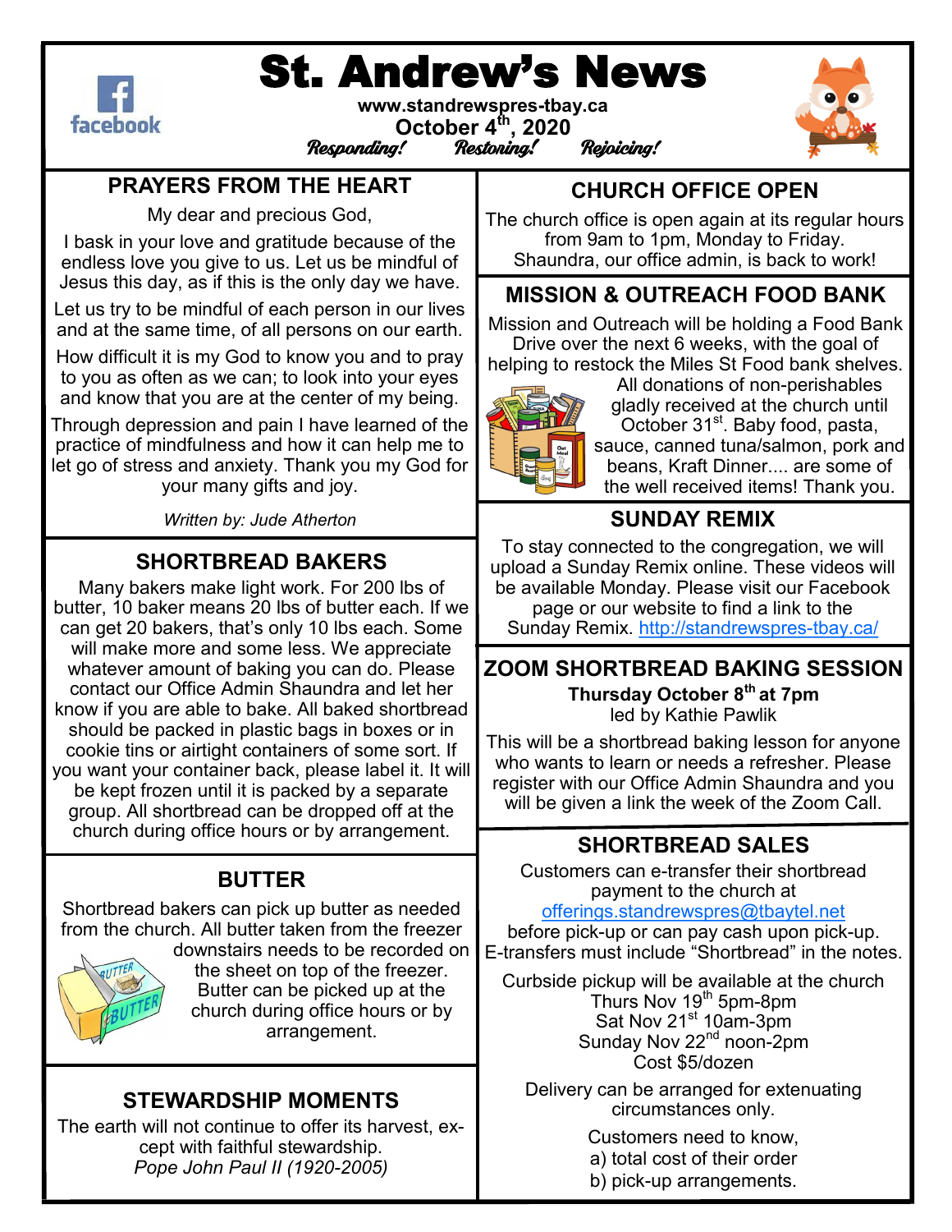# St. Andrew's News

www.standrewspres-tbay.ca

October 4th, 2020

*Responding! Restoring! Rejoicing!*

## PRAYERS FROM THE HEART

My dear and precious God,

I bask in your love and gratitude because of the endless love you give to us. Let us be mindful of Jesus this day, as if this is the only day we have.

Let us try to be mindful of each person in our lives and at the same time, of all persons on our earth.

How difficult it is my God to know you and to pray to you as often as we can; to look into your eyes and know that you are at the center of my being.

Through depression and pain I have learned of the practice of mindfulness and how it can help me to let go of stress and anxiety. Thank you my God for your many gifts and joy.

*Written by: Jude Atherton*

## SHORTBREAD BAKERS

Many bakers make light work. For 200 lbs of butter, 10 baker means 20 lbs of butter each. If we can get 20 bakers, that's only 10 lbs each. Some will make more and some less. We appreciate whatever amount of baking you can do. Please contact our Office Admin Shaundra and let her know if you are able to bake. All baked shortbread should be packed in plastic bags in boxes or in cookie tins or airtight containers of some sort. If you want your container back, please label it. It will be kept frozen until it is packed by a separate group. All shortbread can be dropped off at the church during office hours or by arrangement.

## BUTTER

Shortbread bakers can pick up butter as needed from the church. All butter taken from the freezer downstairs needs to be recorded on the sheet on top of the freezer. Butter can be picked up at the church during office hours or by arrangement.

## STEWARDSHIP MOMENTS

The earth will not continue to offer its harvest, except with faithful stewardship.
*Pope John Paul II (1920-2005)*

## CHURCH OFFICE OPEN

The church office is open again at its regular hours from 9am to 1pm, Monday to Friday. Shaundra, our office admin, is back to work!

## MISSION & OUTREACH FOOD BANK

Mission and Outreach will be holding a Food Bank Drive over the next 6 weeks, with the goal of helping to restock the Miles St Food bank shelves. All donations of non-perishables gladly received at the church until October 31st. Baby food, pasta, sauce, canned tuna/salmon, pork and beans, Kraft Dinner.... are some of the well received items! Thank you.

## SUNDAY REMIX

To stay connected to the congregation, we will upload a Sunday Remix online. These videos will be available Monday. Please visit our Facebook page or our website to find a link to the Sunday Remix. http://standrewspres-tbay.ca/

## ZOOM SHORTBREAD BAKING SESSION

**Thursday October 8th at 7pm**
led by Kathie Pawlik

This will be a shortbread baking lesson for anyone who wants to learn or needs a refresher. Please register with our Office Admin Shaundra and you will be given a link the week of the Zoom Call.

## SHORTBREAD SALES

Customers can e-transfer their shortbread payment to the church at offerings.standrewspres@tbaytel.net before pick-up or can pay cash upon pick-up. E-transfers must include "Shortbread" in the notes.

Curbside pickup will be available at the church
Thurs Nov 19th 5pm-8pm
Sat Nov 21st 10am-3pm
Sunday Nov 22nd noon-2pm
Cost $5/dozen

Delivery can be arranged for extenuating circumstances only.

Customers need to know,
a) total cost of their order
b) pick-up arrangements.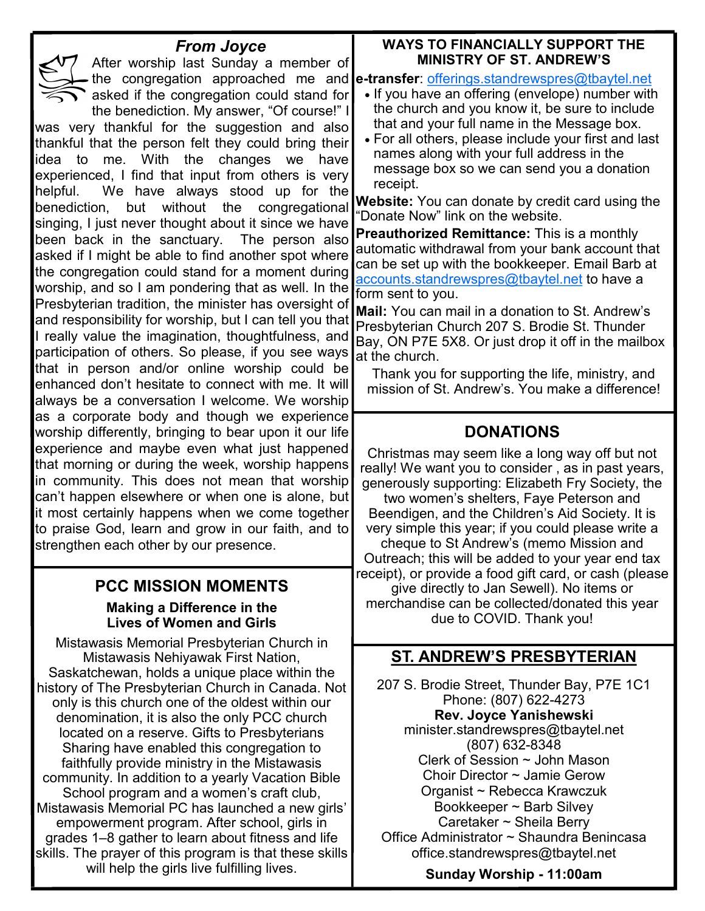## *From Joyce*

After worship last Sunday a member of the congregation approached me and asked if the congregation could stand for the benediction. My answer, "Of course!" I was very thankful for the suggestion and also thankful that the person felt they could bring their idea to me. With the changes we have experienced, I find that input from others is very helpful. We have always stood up for the benediction, but without the congregational singing, I just never thought about it since we have been back in the sanctuary. The person also asked if I might be able to find another spot where the congregation could stand for a moment during worship, and so I am pondering that as well. In the Presbyterian tradition, the minister has oversight of and responsibility for worship, but I can tell you that I really value the imagination, thoughtfulness, and participation of others. So please, if you see ways that in person and/or online worship could be enhanced don't hesitate to connect with me. It will always be a conversation I welcome. We worship as a corporate body and though we experience worship differently, bringing to bear upon it our life experience and maybe even what just happened that morning or during the week, worship happens in community. This does not mean that worship can't happen elsewhere or when one is alone, but it most certainly happens when we come together to praise God, learn and grow in our faith, and to strengthen each other by our presence.

## PCC MISSION MOMENTS

**Making a Difference in the Lives of Women and Girls**

Mistawasis Memorial Presbyterian Church in Mistawasis Nehiyawak First Nation, Saskatchewan, holds a unique place within the history of The Presbyterian Church in Canada. Not only is this church one of the oldest within our denomination, it is also the only PCC church located on a reserve. Gifts to Presbyterians Sharing have enabled this congregation to faithfully provide ministry in the Mistawasis community. In addition to a yearly Vacation Bible School program and a women's craft club, Mistawasis Memorial PC has launched a new girls' empowerment program. After school, girls in grades 1–8 gather to learn about fitness and life skills. The prayer of this program is that these skills will help the girls live fulfilling lives.

## WAYS TO FINANCIALLY SUPPORT THE MINISTRY OF ST. ANDREW'S

**e-transfer**: offerings.standrewspres@tbaytel.net

- If you have an offering (envelope) number with the church and you know it, be sure to include that and your full name in the Message box.
- For all others, please include your first and last names along with your full address in the message box so we can send you a donation receipt.

**Website:** You can donate by credit card using the "Donate Now" link on the website.

**Preauthorized Remittance:** This is a monthly automatic withdrawal from your bank account that can be set up with the bookkeeper. Email Barb at accounts.standrewspres@tbaytel.net to have a form sent to you.

**Mail:** You can mail in a donation to St. Andrew's Presbyterian Church 207 S. Brodie St. Thunder Bay, ON P7E 5X8. Or just drop it off in the mailbox at the church.

Thank you for supporting the life, ministry, and mission of St. Andrew's. You make a difference!

## DONATIONS

Christmas may seem like a long way off but not really! We want you to consider , as in past years, generously supporting: Elizabeth Fry Society, the two women's shelters, Faye Peterson and Beendigen, and the Children's Aid Society. It is very simple this year; if you could please write a cheque to St Andrew's (memo Mission and Outreach; this will be added to your year end tax receipt), or provide a food gift card, or cash (please give directly to Jan Sewell). No items or merchandise can be collected/donated this year due to COVID. Thank you!

## ST. ANDREW'S PRESBYTERIAN

207 S. Brodie Street, Thunder Bay, P7E 1C1
Phone: (807) 622-4273
**Rev. Joyce Yanishewski**
minister.standrewspres@tbaytel.net
(807) 632-8348
Clerk of Session ~ John Mason
Choir Director ~ Jamie Gerow
Organist ~ Rebecca Krawczuk
Bookkeeper ~ Barb Silvey
Caretaker ~ Sheila Berry
Office Administrator ~ Shaundra Benincasa
office.standrewspres@tbaytel.net

**Sunday Worship - 11:00am**